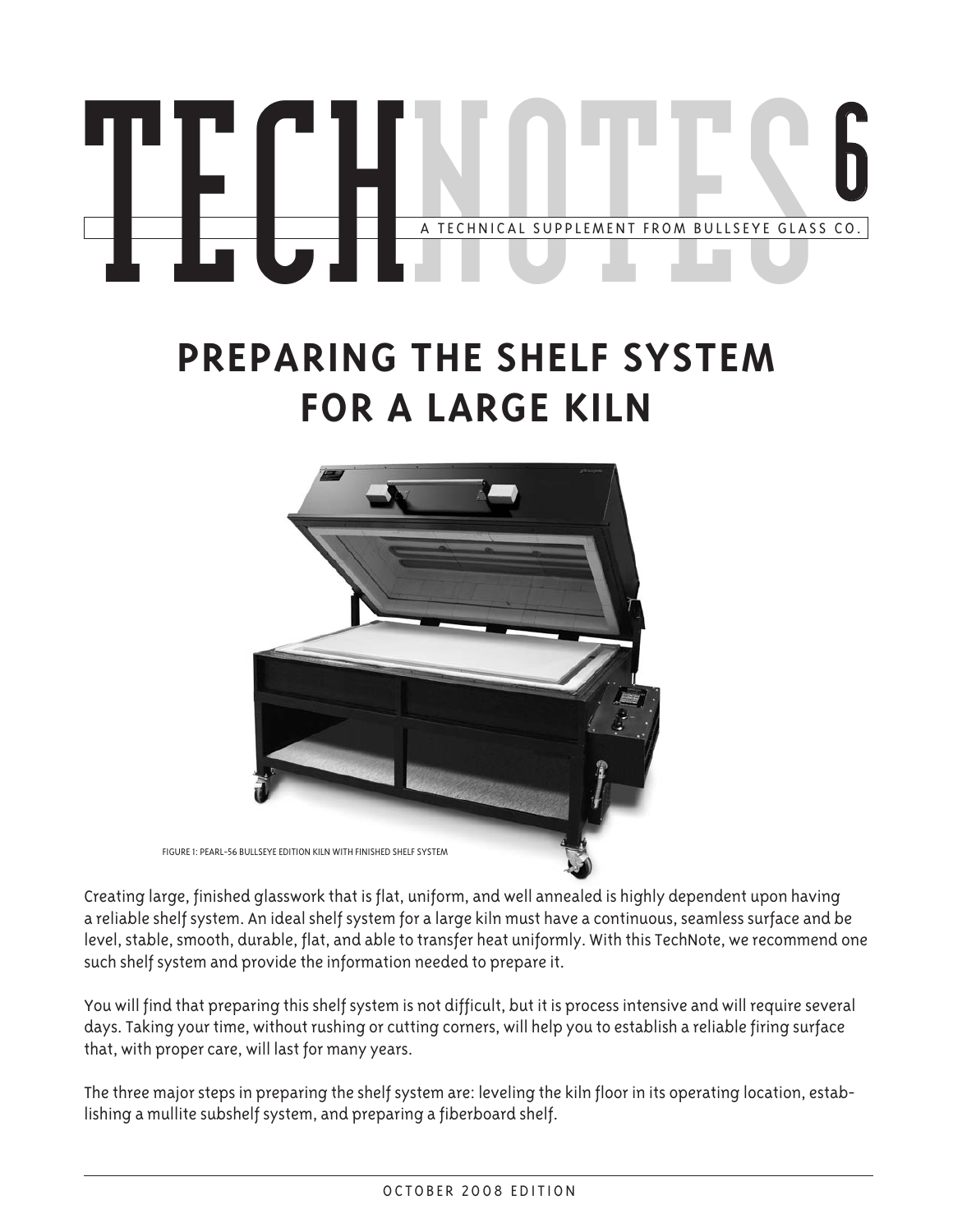# TECHNOTES 6

A TECHNICAL SUPPLEMENT FROM BULLSEYE GLASS CO.

## PREPARING THE SHELF SYSTEM FOR A LARGE KILN

FIGURE 1: PEARL-56 BULLSEYE EDITION KILN WITH FINISHED SHELF SYSTEM

Creating large, finished glasswork that is flat, uniform, and well annealed is highly dependent upon having a reliable shelf system. An ideal shelf system for a large kiln must have a continuous, seamless surface and be level, stable, smooth, durable, flat, and able to transfer heat uniformly. With this TechNote, we recommend one such shelf system and provide the information needed to prepare it.

You will find that preparing this shelf system is not difficult, but it is process intensive and will require several days. Taking your time, without rushing or cutting corners, will help you to establish a reliable firing surface that, with proper care, will last for many years.

The three major steps in preparing the shelf system are: leveling the kiln floor in its operating location, establishing a mullite subshelf system, and preparing a fiberboard shelf.

OCTOBER 2008 EDITION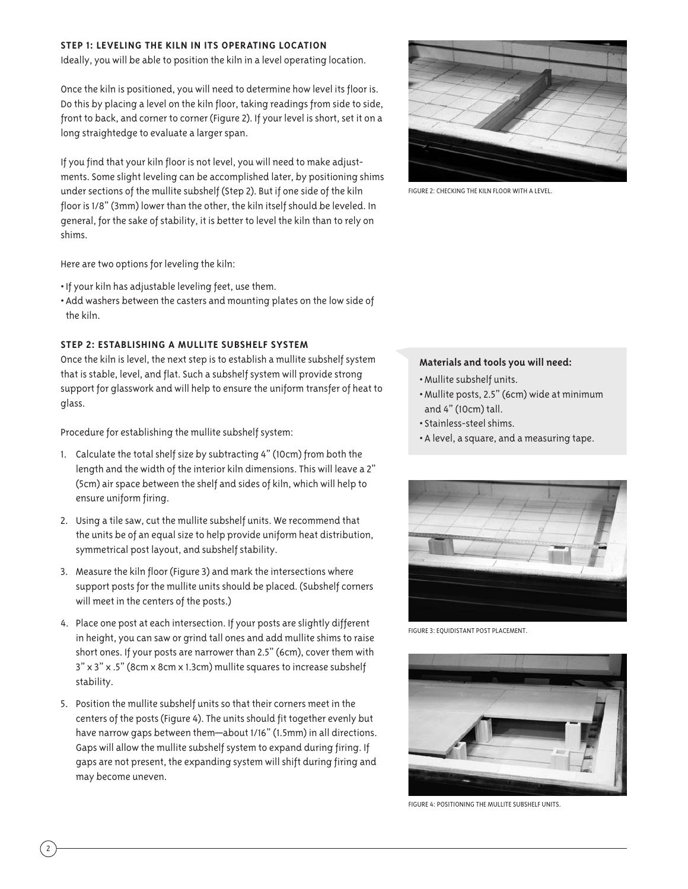### STEP 1: LEVELING THE KILN IN ITS OPERATING LOCATION

Ideally, you will be able to position the kiln in a level operating location.

Once the kiln is positioned, you will need to determine how level its floor is. Do this by placing a level on the kiln floor, taking readings from side to side, front to back, and corner to corner (Figure 2). If your level is short, set it on a long straightedge to evaluate a larger span.

If you find that your kiln floor is not level, you will need to make adjustments. Some slight leveling can be accomplished later, by positioning shims under sections of the mullite subshelf (Step 2). But if one side of the kiln floor is 1/8" (3mm) lower than the other, the kiln itself should be leveled. In general, for the sake of stability, it is better to level the kiln than to rely on shims.

Here are two options for leveling the kiln:

- If your kiln has adjustable leveling feet, use them.
- Add washers between the casters and mounting plates on the low side of the kiln.

FIGURE 2: CHECKING THE KILN FLOOR WITH A LEVEL.

### STEP 2: ESTABLISHING A MULLITE SUBSHELF SYSTEM

Once the kiln is level, the next step is to establish a mullite subshelf system that is stable, level, and flat. Such a subshelf system will provide strong support for glasswork and will help to ensure the uniform transfer of heat to glass.

**Materials and tools you will need:**

- Mullite subshelf units.
- Mullite posts, 2.5" (6cm) wide at minimum and 4" (10cm) tall.
- Stainless-steel shims.
- A level, a square, and a measuring tape.

Procedure for establishing the mullite subshelf system:

1. Calculate the total shelf size by subtracting 4" (10cm) from both the length and the width of the interior kiln dimensions. This will leave a 2" (5cm) air space between the shelf and sides of kiln, which will help to ensure uniform firing.
2. Using a tile saw, cut the mullite subshelf units. We recommend that the units be of an equal size to help provide uniform heat distribution, symmetrical post layout, and subshelf stability.
3. Measure the kiln floor (Figure 3) and mark the intersections where support posts for the mullite units should be placed. (Subshelf corners will meet in the centers of the posts.)
4. Place one post at each intersection. If your posts are slightly different in height, you can saw or grind tall ones and add mullite shims to raise short ones. If your posts are narrower than 2.5" (6cm), cover them with 3" x 3" x .5" (8cm x 8cm x 1.3cm) mullite squares to increase subshelf stability.
5. Position the mullite subshelf units so that their corners meet in the centers of the posts (Figure 4). The units should fit together evenly but have narrow gaps between them—about 1/16" (1.5mm) in all directions. Gaps will allow the mullite subshelf system to expand during firing. If gaps are not present, the expanding system will shift during firing and may become uneven.

FIGURE 3: EQUIDISTANT POST PLACEMENT.

FIGURE 4: POSITIONING THE MULLITE SUBSHELF UNITS.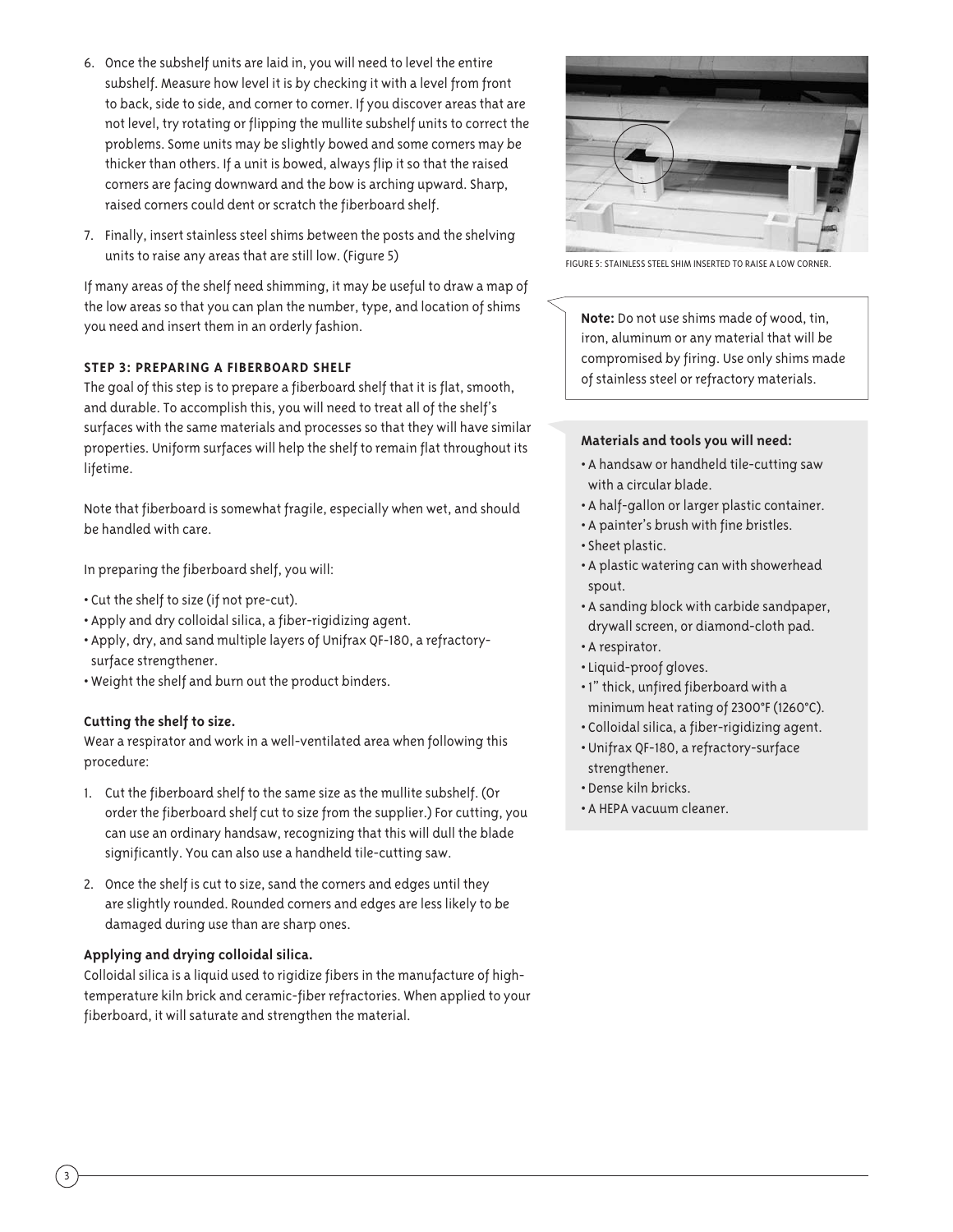6. Once the subshelf units are laid in, you will need to level the entire subshelf. Measure how level it is by checking it with a level from front to back, side to side, and corner to corner. If you discover areas that are not level, try rotating or flipping the mullite subshelf units to correct the problems. Some units may be slightly bowed and some corners may be thicker than others. If a unit is bowed, always flip it so that the raised corners are facing downward and the bow is arching upward. Sharp, raised corners could dent or scratch the fiberboard shelf.

7. Finally, insert stainless steel shims between the posts and the shelving units to raise any areas that are still low. (Figure 5)

If many areas of the shelf need shimming, it may be useful to draw a map of the low areas so that you can plan the number, type, and location of shims you need and insert them in an orderly fashion.

FIGURE 5: STAINLESS STEEL SHIM INSERTED TO RAISE A LOW CORNER.

**Note:** Do not use shims made of wood, tin, iron, aluminum or any material that will be compromised by firing. Use only shims made of stainless steel or refractory materials.

### STEP 3: PREPARING A FIBERBOARD SHELF

The goal of this step is to prepare a fiberboard shelf that it is flat, smooth, and durable. To accomplish this, you will need to treat all of the shelf's surfaces with the same materials and processes so that they will have similar properties. Uniform surfaces will help the shelf to remain flat throughout its lifetime.

Note that fiberboard is somewhat fragile, especially when wet, and should be handled with care.

In preparing the fiberboard shelf, you will:

- Cut the shelf to size (if not pre-cut).
- Apply and dry colloidal silica, a fiber-rigidizing agent.
- Apply, dry, and sand multiple layers of Unifrax QF-180, a refractory-surface strengthener.
- Weight the shelf and burn out the product binders.

**Materials and tools you will need:**

- A handsaw or handheld tile-cutting saw with a circular blade.
- A half-gallon or larger plastic container.
- A painter's brush with fine bristles.
- Sheet plastic.
- A plastic watering can with showerhead spout.
- A sanding block with carbide sandpaper, drywall screen, or diamond-cloth pad.
- A respirator.
- Liquid-proof gloves.
- 1" thick, unfired fiberboard with a minimum heat rating of 2300°F (1260°C).
- Colloidal silica, a fiber-rigidizing agent.
- Unifrax QF-180, a refractory-surface strengthener.
- Dense kiln bricks.
- A HEPA vacuum cleaner.

**Cutting the shelf to size.**

Wear a respirator and work in a well-ventilated area when following this procedure:

1. Cut the fiberboard shelf to the same size as the mullite subshelf. (Or order the fiberboard shelf cut to size from the supplier.) For cutting, you can use an ordinary handsaw, recognizing that this will dull the blade significantly. You can also use a handheld tile-cutting saw.

2. Once the shelf is cut to size, sand the corners and edges until they are slightly rounded. Rounded corners and edges are less likely to be damaged during use than are sharp ones.

**Applying and drying colloidal silica.**

Colloidal silica is a liquid used to rigidize fibers in the manufacture of high-temperature kiln brick and ceramic-fiber refractories. When applied to your fiberboard, it will saturate and strengthen the material.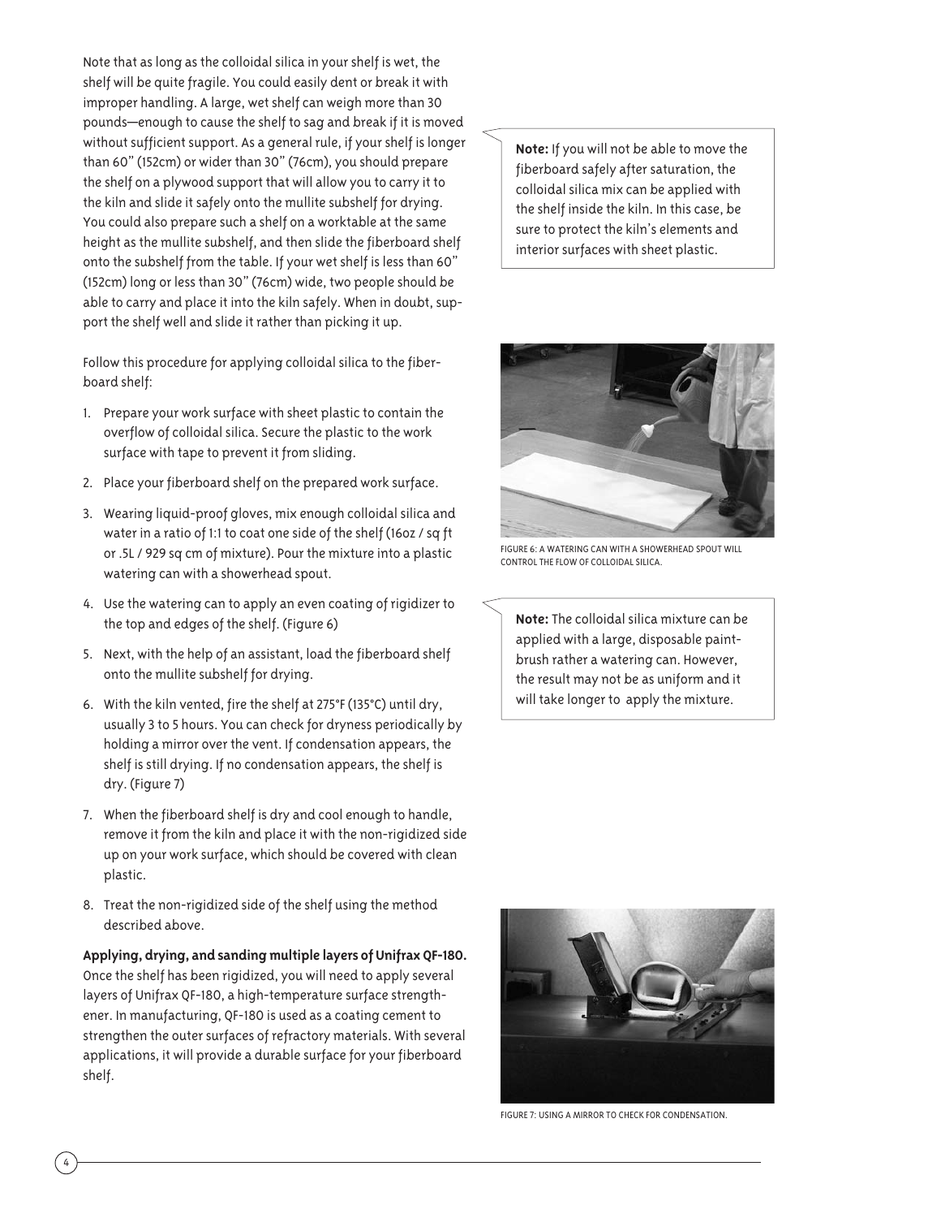Note that as long as the colloidal silica in your shelf is wet, the shelf will be quite fragile. You could easily dent or break it with improper handling. A large, wet shelf can weigh more than 30 pounds—enough to cause the shelf to sag and break if it is moved without sufficient support. As a general rule, if your shelf is longer than 60" (152cm) or wider than 30" (76cm), you should prepare the shelf on a plywood support that will allow you to carry it to the kiln and slide it safely onto the mullite subshelf for drying. You could also prepare such a shelf on a worktable at the same height as the mullite subshelf, and then slide the fiberboard shelf onto the subshelf from the table. If your wet shelf is less than 60" (152cm) long or less than 30" (76cm) wide, two people should be able to carry and place it into the kiln safely. When in doubt, support the shelf well and slide it rather than picking it up.

> **Note:** If you will not be able to move the fiberboard safely after saturation, the colloidal silica mix can be applied with the shelf inside the kiln. In this case, be sure to protect the kiln's elements and interior surfaces with sheet plastic.

Follow this procedure for applying colloidal silica to the fiberboard shelf:

1. Prepare your work surface with sheet plastic to contain the overflow of colloidal silica. Secure the plastic to the work surface with tape to prevent it from sliding.
2. Place your fiberboard shelf on the prepared work surface.
3. Wearing liquid-proof gloves, mix enough colloidal silica and water in a ratio of 1:1 to coat one side of the shelf (16oz / sq ft or .5L / 929 sq cm of mixture). Pour the mixture into a plastic watering can with a showerhead spout.
4. Use the watering can to apply an even coating of rigidizer to the top and edges of the shelf. (Figure 6)
5. Next, with the help of an assistant, load the fiberboard shelf onto the mullite subshelf for drying.
6. With the kiln vented, fire the shelf at 275°F (135°C) until dry, usually 3 to 5 hours. You can check for dryness periodically by holding a mirror over the vent. If condensation appears, the shelf is still drying. If no condensation appears, the shelf is dry. (Figure 7)
7. When the fiberboard shelf is dry and cool enough to handle, remove it from the kiln and place it with the non-rigidized side up on your work surface, which should be covered with clean plastic.
8. Treat the non-rigidized side of the shelf using the method described above.

FIGURE 6: A WATERING CAN WITH A SHOWERHEAD SPOUT WILL CONTROL THE FLOW OF COLLOIDAL SILICA.

> **Note:** The colloidal silica mixture can be applied with a large, disposable paintbrush rather a watering can. However, the result may not be as uniform and it will take longer to apply the mixture.

**Applying, drying, and sanding multiple layers of Unifrax QF-180.** Once the shelf has been rigidized, you will need to apply several layers of Unifrax QF-180, a high-temperature surface strengthener. In manufacturing, QF-180 is used as a coating cement to strengthen the outer surfaces of refractory materials. With several applications, it will provide a durable surface for your fiberboard shelf.

FIGURE 7: USING A MIRROR TO CHECK FOR CONDENSATION.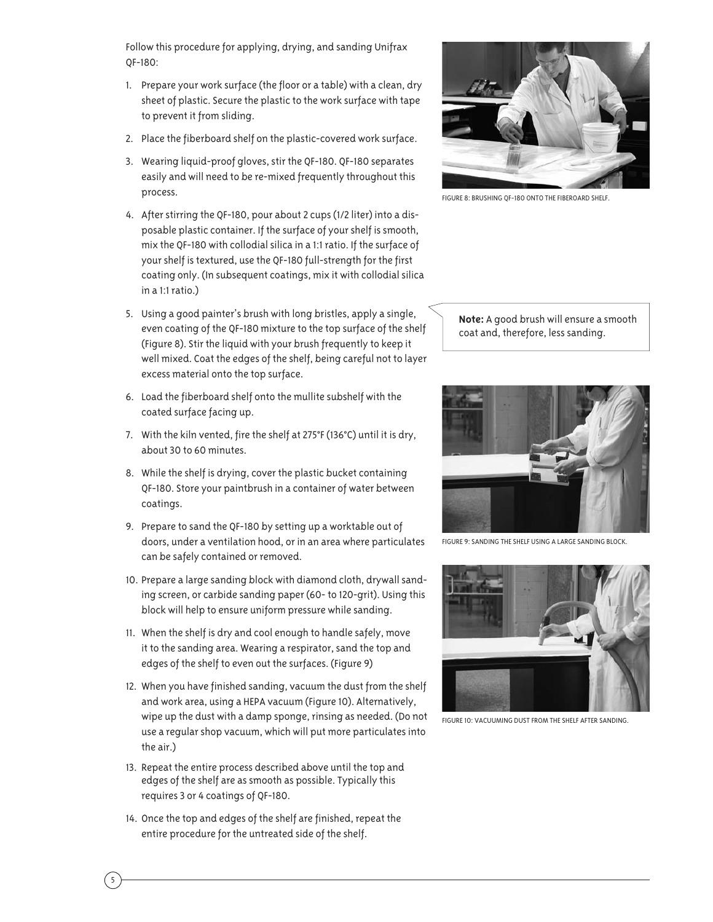Follow this procedure for applying, drying, and sanding Unifrax QF-180:

1. Prepare your work surface (the floor or a table) with a clean, dry sheet of plastic. Secure the plastic to the work surface with tape to prevent it from sliding.
2. Place the fiberboard shelf on the plastic-covered work surface.
3. Wearing liquid-proof gloves, stir the QF-180. QF-180 separates easily and will need to be re-mixed frequently throughout this process.
4. After stirring the QF-180, pour about 2 cups (1/2 liter) into a disposable plastic container. If the surface of your shelf is smooth, mix the QF-180 with collodial silica in a 1:1 ratio. If the surface of your shelf is textured, use the QF-180 full-strength for the first coating only. (In subsequent coatings, mix it with collodial silica in a 1:1 ratio.)
5. Using a good painter's brush with long bristles, apply a single, even coating of the QF-180 mixture to the top surface of the shelf (Figure 8). Stir the liquid with your brush frequently to keep it well mixed. Coat the edges of the shelf, being careful not to layer excess material onto the top surface.
6. Load the fiberboard shelf onto the mullite subshelf with the coated surface facing up.
7. With the kiln vented, fire the shelf at 275°F (136°C) until it is dry, about 30 to 60 minutes.
8. While the shelf is drying, cover the plastic bucket containing QF-180. Store your paintbrush in a container of water between coatings.
9. Prepare to sand the QF-180 by setting up a worktable out of doors, under a ventilation hood, or in an area where particulates can be safely contained or removed.
10. Prepare a large sanding block with diamond cloth, drywall sanding screen, or carbide sanding paper (60- to 120-grit). Using this block will help to ensure uniform pressure while sanding.
11. When the shelf is dry and cool enough to handle safely, move it to the sanding area. Wearing a respirator, sand the top and edges of the shelf to even out the surfaces. (Figure 9)
12. When you have finished sanding, vacuum the dust from the shelf and work area, using a HEPA vacuum (Figure 10). Alternatively, wipe up the dust with a damp sponge, rinsing as needed. (Do not use a regular shop vacuum, which will put more particulates into the air.)
13. Repeat the entire process described above until the top and edges of the shelf are as smooth as possible. Typically this requires 3 or 4 coatings of QF-180.
14. Once the top and edges of the shelf are finished, repeat the entire procedure for the untreated side of the shelf.

FIGURE 8: BRUSHING QF-180 ONTO THE FIBEROARD SHELF.

**Note:** A good brush will ensure a smooth coat and, therefore, less sanding.

FIGURE 9: SANDING THE SHELF USING A LARGE SANDING BLOCK.

FIGURE 10: VACUUMING DUST FROM THE SHELF AFTER SANDING.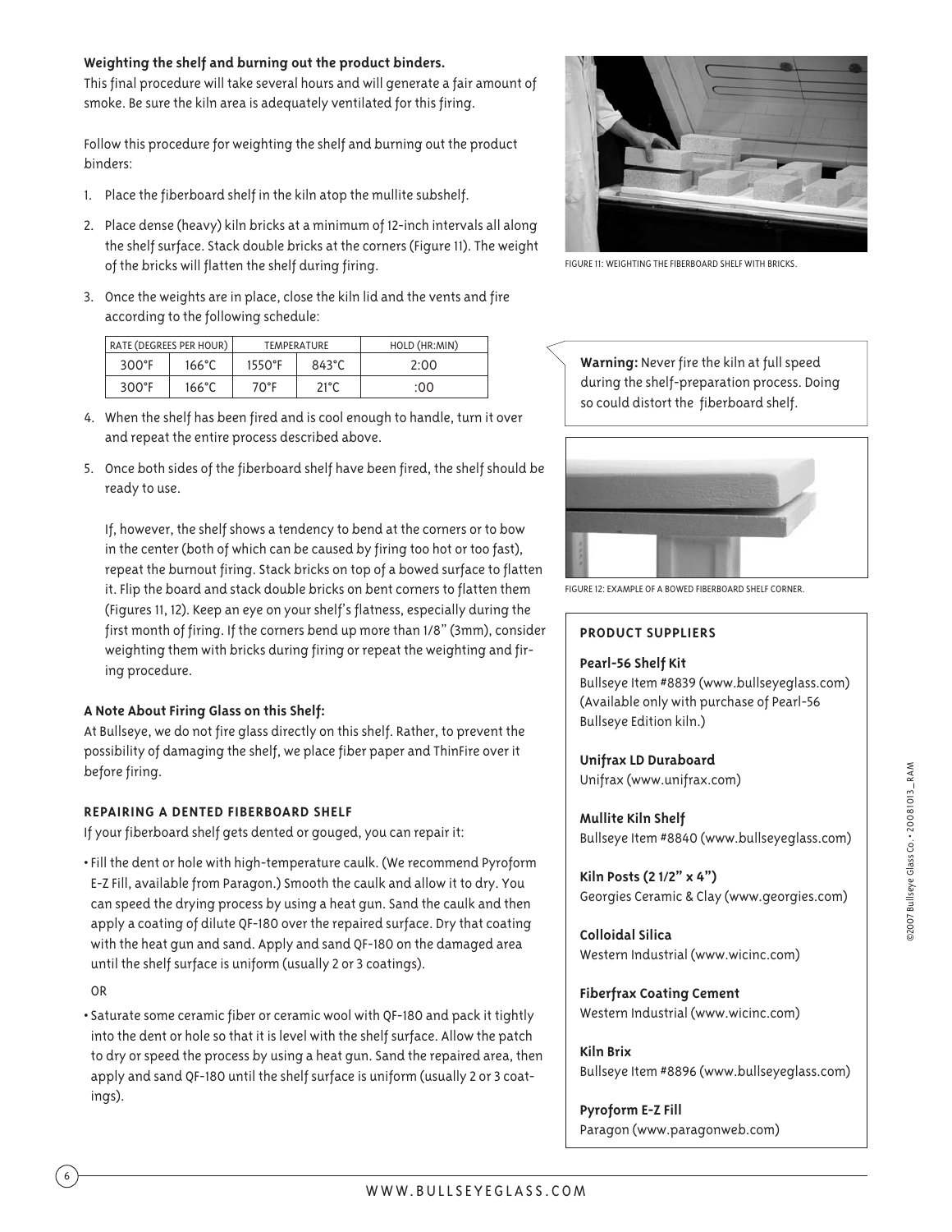**Weighting the shelf and burning out the product binders.**

This final procedure will take several hours and will generate a fair amount of smoke. Be sure the kiln area is adequately ventilated for this firing.

Follow this procedure for weighting the shelf and burning out the product binders:

1. Place the fiberboard shelf in the kiln atop the mullite subshelf.
2. Place dense (heavy) kiln bricks at a minimum of 12-inch intervals all along the shelf surface. Stack double bricks at the corners (Figure 11). The weight of the bricks will flatten the shelf during firing.
3. Once the weights are in place, close the kiln lid and the vents and fire according to the following schedule:

| RATE (DEGREES PER HOUR) | | TEMPERATURE | | HOLD (HR:MIN) |
|---|---|---|---|---|
| 300°F | 166°C | 1550°F | 843°C | 2:00 |
| 300°F | 166°C | 70°F | 21°C | :00 |

4. When the shelf has been fired and is cool enough to handle, turn it over and repeat the entire process described above.
5. Once both sides of the fiberboard shelf have been fired, the shelf should be ready to use.

   If, however, the shelf shows a tendency to bend at the corners or to bow in the center (both of which can be caused by firing too hot or too fast), repeat the burnout firing. Stack bricks on top of a bowed surface to flatten it. Flip the board and stack double bricks on bent corners to flatten them (Figures 11, 12). Keep an eye on your shelf's flatness, especially during the first month of firing. If the corners bend up more than 1/8" (3mm), consider weighting them with bricks during firing or repeat the weighting and firing procedure.

FIGURE 11: WEIGHTING THE FIBERBOARD SHELF WITH BRICKS.

**Warning:** Never fire the kiln at full speed during the shelf-preparation process. Doing so could distort the fiberboard shelf.

FIGURE 12: EXAMPLE OF A BOWED FIBERBOARD SHELF CORNER.

**A Note About Firing Glass on this Shelf:**

At Bullseye, we do not fire glass directly on this shelf. Rather, to prevent the possibility of damaging the shelf, we place fiber paper and ThinFire over it before firing.

### REPAIRING A DENTED FIBERBOARD SHELF

If your fiberboard shelf gets dented or gouged, you can repair it:

- Fill the dent or hole with high-temperature caulk. (We recommend Pyroform E-Z Fill, available from Paragon.) Smooth the caulk and allow it to dry. You can speed the drying process by using a heat gun. Sand the caulk and then apply a coating of dilute QF-180 over the repaired surface. Dry that coating with the heat gun and sand. Apply and sand QF-180 on the damaged area until the shelf surface is uniform (usually 2 or 3 coatings).

OR

- Saturate some ceramic fiber or ceramic wool with QF-180 and pack it tightly into the dent or hole so that it is level with the shelf surface. Allow the patch to dry or speed the process by using a heat gun. Sand the repaired area, then apply and sand QF-180 until the shelf surface is uniform (usually 2 or 3 coatings).

### PRODUCT SUPPLIERS

**Pearl-56 Shelf Kit**
Bullseye Item #8839 (www.bullseyeglass.com)
(Available only with purchase of Pearl-56 Bullseye Edition kiln.)

**Unifrax LD Duraboard**
Unifrax (www.unifrax.com)

**Mullite Kiln Shelf**
Bullseye Item #8840 (www.bullseyeglass.com)

**Kiln Posts (2 1/2" x 4")**
Georgies Ceramic & Clay (www.georgies.com)

**Colloidal Silica**
Western Industrial (www.wicinc.com)

**Fiberfrax Coating Cement**
Western Industrial (www.wicinc.com)

**Kiln Brix**
Bullseye Item #8896 (www.bullseyeglass.com)

**Pyroform E-Z Fill**
Paragon (www.paragonweb.com)

©2007 Bullseye Glass Co. • 20081013_RAM